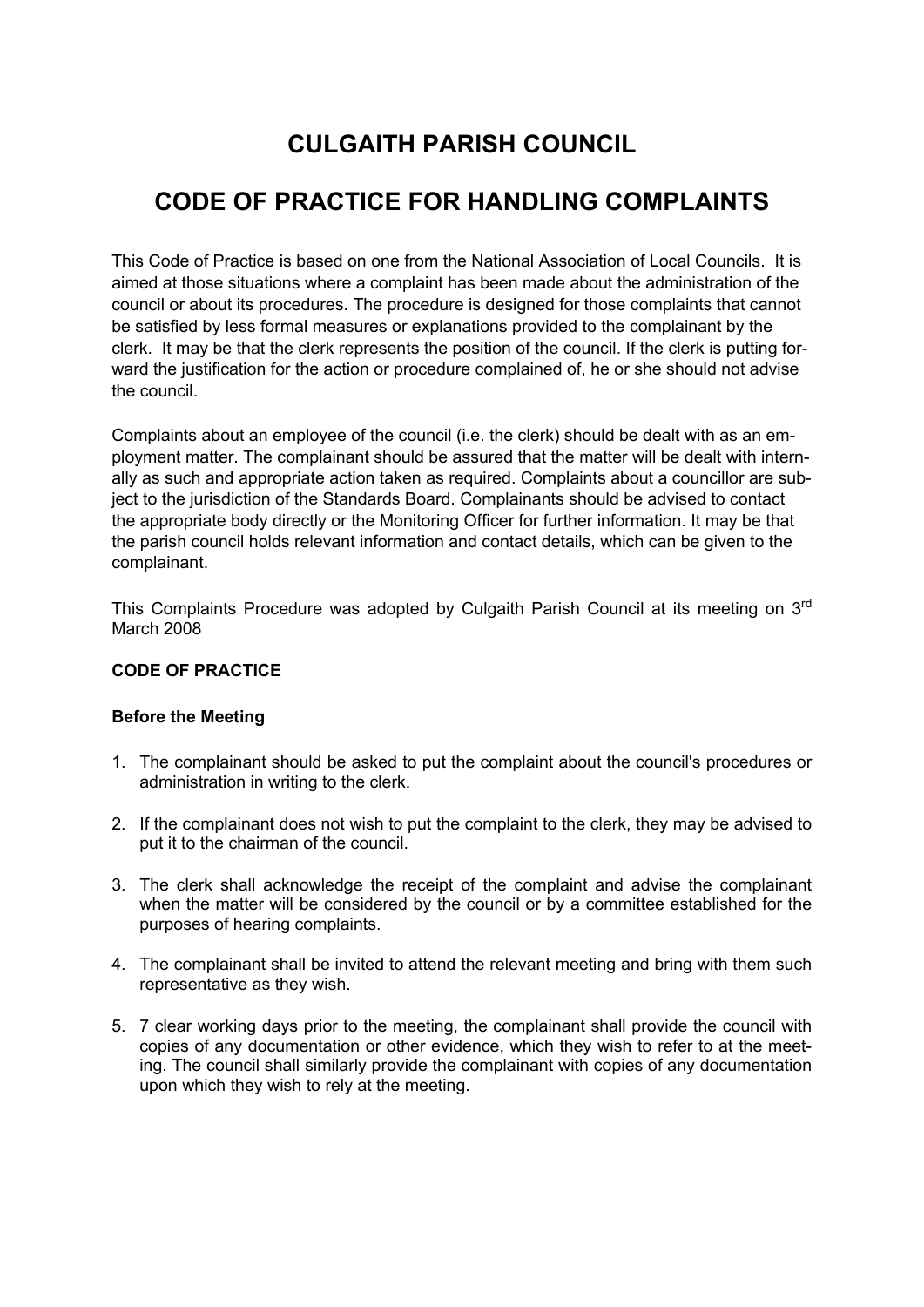# CULGAITH PARISH COUNCIL

# CODE OF PRACTICE FOR HANDLING COMPLAINTS

This Code of Practice is based on one from the National Association of Local Councils. It is aimed at those situations where a complaint has been made about the administration of the council or about its procedures. The procedure is designed for those complaints that cannot be satisfied by less formal measures or explanations provided to the complainant by the clerk. It may be that the clerk represents the position of the council. If the clerk is putting forward the justification for the action or procedure complained of, he or she should not advise the council.

Complaints about an employee of the council (i.e. the clerk) should be dealt with as an employment matter. The complainant should be assured that the matter will be dealt with internally as such and appropriate action taken as required. Complaints about a councillor are subject to the jurisdiction of the Standards Board. Complainants should be advised to contact the appropriate body directly or the Monitoring Officer for further information. It may be that the parish council holds relevant information and contact details, which can be given to the complainant.

This Complaints Procedure was adopted by Culgaith Parish Council at its meeting on 3rd March 2008

**CODE OF PRACTICE**

**Before the Meeting**

1. The complainant should be asked to put the complaint about the council's procedures or administration in writing to the clerk.
2. If the complainant does not wish to put the complaint to the clerk, they may be advised to put it to the chairman of the council.
3. The clerk shall acknowledge the receipt of the complaint and advise the complainant when the matter will be considered by the council or by a committee established for the purposes of hearing complaints.
4. The complainant shall be invited to attend the relevant meeting and bring with them such representative as they wish.
5. 7 clear working days prior to the meeting, the complainant shall provide the council with copies of any documentation or other evidence, which they wish to refer to at the meeting. The council shall similarly provide the complainant with copies of any documentation upon which they wish to rely at the meeting.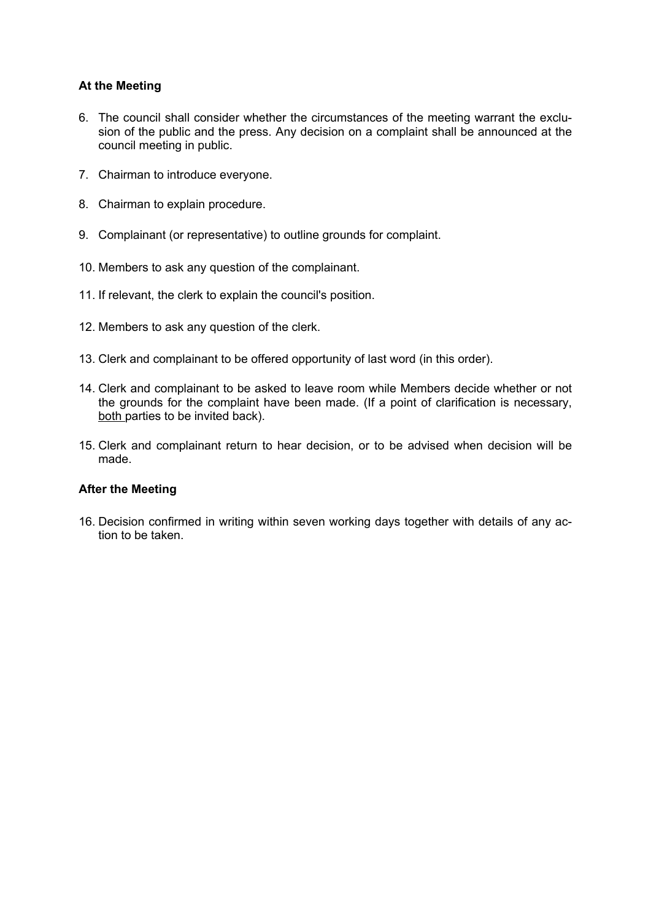**At the Meeting**

6. The council shall consider whether the circumstances of the meeting warrant the exclusion of the public and the press. Any decision on a complaint shall be announced at the council meeting in public.
7. Chairman to introduce everyone.
8. Chairman to explain procedure.
9. Complainant (or representative) to outline grounds for complaint.
10. Members to ask any question of the complainant.
11. If relevant, the clerk to explain the council's position.
12. Members to ask any question of the clerk.
13. Clerk and complainant to be offered opportunity of last word (in this order).
14. Clerk and complainant to be asked to leave room while Members decide whether or not the grounds for the complaint have been made. (If a point of clarification is necessary, <u>both</u> parties to be invited back).
15. Clerk and complainant return to hear decision, or to be advised when decision will be made.

**After the Meeting**

16. Decision confirmed in writing within seven working days together with details of any action to be taken.